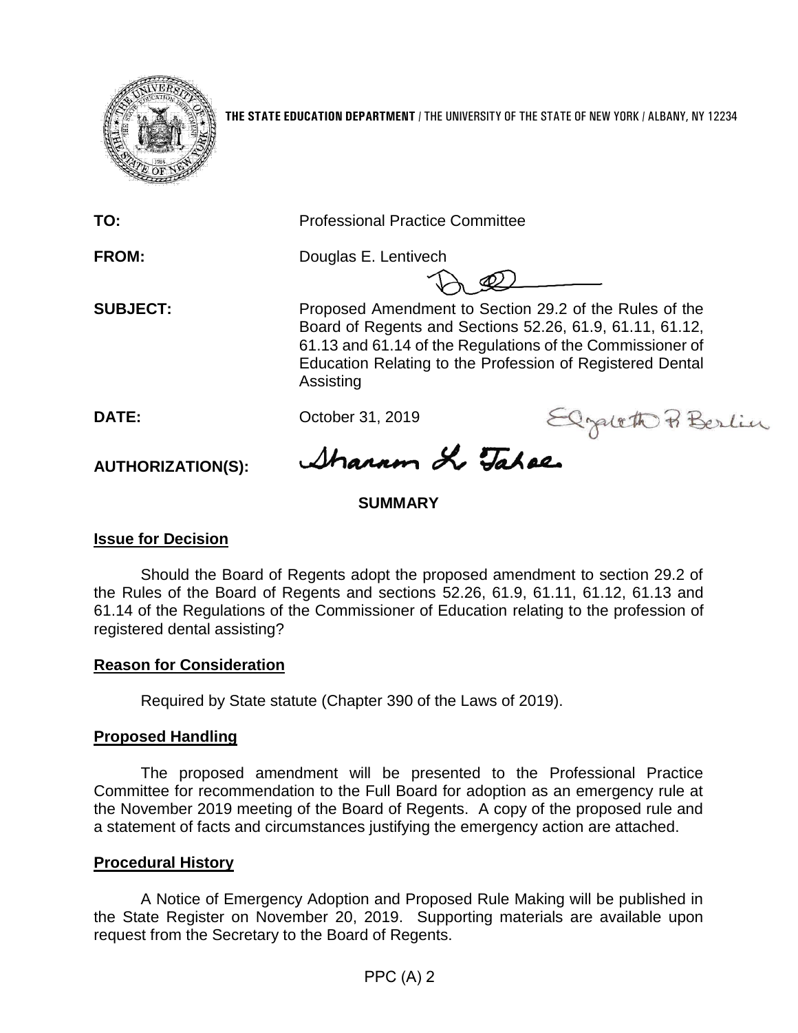**THE STATE EDUCATION DEPARTMENT** / THE UNIVERSITY OF THE STATE OF NEW YORK / ALBANY, NY 12234

**TO:** Professional Practice Committee

**FROM:** Douglas E. Lentivech

**SUBJECT:** Proposed Amendment to Section 29.2 of the Rules of the Board of Regents and Sections 52.26, 61.9, 61.11, 61.12, 61.13 and 61.14 of the Regulations of the Commissioner of Education Relating to the Profession of Registered Dental Assisting

**DATE:** October 31, 2019

**AUTHORIZATION(S):**

## SUMMARY

### Issue for Decision

Should the Board of Regents adopt the proposed amendment to section 29.2 of the Rules of the Board of Regents and sections 52.26, 61.9, 61.11, 61.12, 61.13 and 61.14 of the Regulations of the Commissioner of Education relating to the profession of registered dental assisting?

### Reason for Consideration

Required by State statute (Chapter 390 of the Laws of 2019).

### Proposed Handling

The proposed amendment will be presented to the Professional Practice Committee for recommendation to the Full Board for adoption as an emergency rule at the November 2019 meeting of the Board of Regents. A copy of the proposed rule and a statement of facts and circumstances justifying the emergency action are attached.

### Procedural History

A Notice of Emergency Adoption and Proposed Rule Making will be published in the State Register on November 20, 2019. Supporting materials are available upon request from the Secretary to the Board of Regents.

PPC (A) 2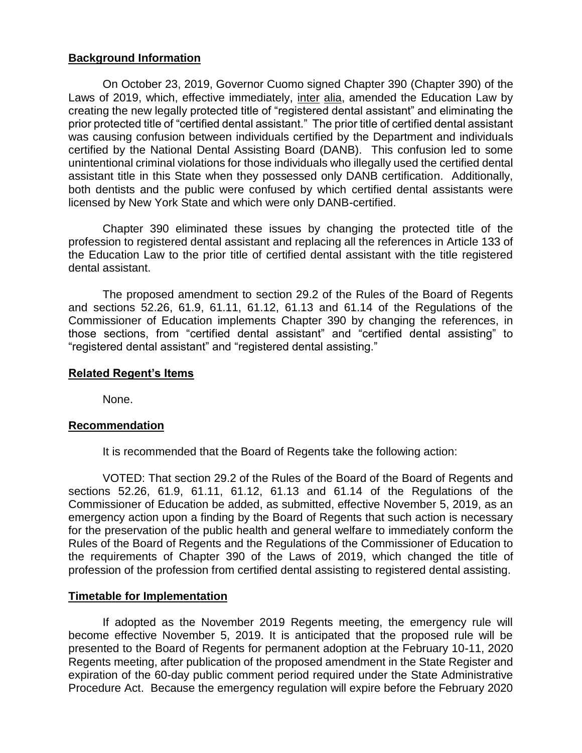## **Background Information**

On October 23, 2019, Governor Cuomo signed Chapter 390 (Chapter 390) of the Laws of 2019, which, effective immediately, inter alia, amended the Education Law by creating the new legally protected title of "registered dental assistant" and eliminating the prior protected title of "certified dental assistant." The prior title of certified dental assistant was causing confusion between individuals certified by the Department and individuals certified by the National Dental Assisting Board (DANB). This confusion led to some unintentional criminal violations for those individuals who illegally used the certified dental assistant title in this State when they possessed only DANB certification. Additionally, both dentists and the public were confused by which certified dental assistants were licensed by New York State and which were only DANB-certified.

Chapter 390 eliminated these issues by changing the protected title of the profession to registered dental assistant and replacing all the references in Article 133 of the Education Law to the prior title of certified dental assistant with the title registered dental assistant.

The proposed amendment to section 29.2 of the Rules of the Board of Regents and sections 52.26, 61.9, 61.11, 61.12, 61.13 and 61.14 of the Regulations of the Commissioner of Education implements Chapter 390 by changing the references, in those sections, from "certified dental assistant" and "certified dental assisting" to "registered dental assistant" and "registered dental assisting."

## **Related Regent's Items**

None.

## **Recommendation**

It is recommended that the Board of Regents take the following action:

VOTED: That section 29.2 of the Rules of the Board of the Board of Regents and sections 52.26, 61.9, 61.11, 61.12, 61.13 and 61.14 of the Regulations of the Commissioner of Education be added, as submitted, effective November 5, 2019, as an emergency action upon a finding by the Board of Regents that such action is necessary for the preservation of the public health and general welfare to immediately conform the Rules of the Board of Regents and the Regulations of the Commissioner of Education to the requirements of Chapter 390 of the Laws of 2019, which changed the title of profession of the profession from certified dental assisting to registered dental assisting.

## **Timetable for Implementation**

If adopted as the November 2019 Regents meeting, the emergency rule will become effective November 5, 2019. It is anticipated that the proposed rule will be presented to the Board of Regents for permanent adoption at the February 10-11, 2020 Regents meeting, after publication of the proposed amendment in the State Register and expiration of the 60-day public comment period required under the State Administrative Procedure Act. Because the emergency regulation will expire before the February 2020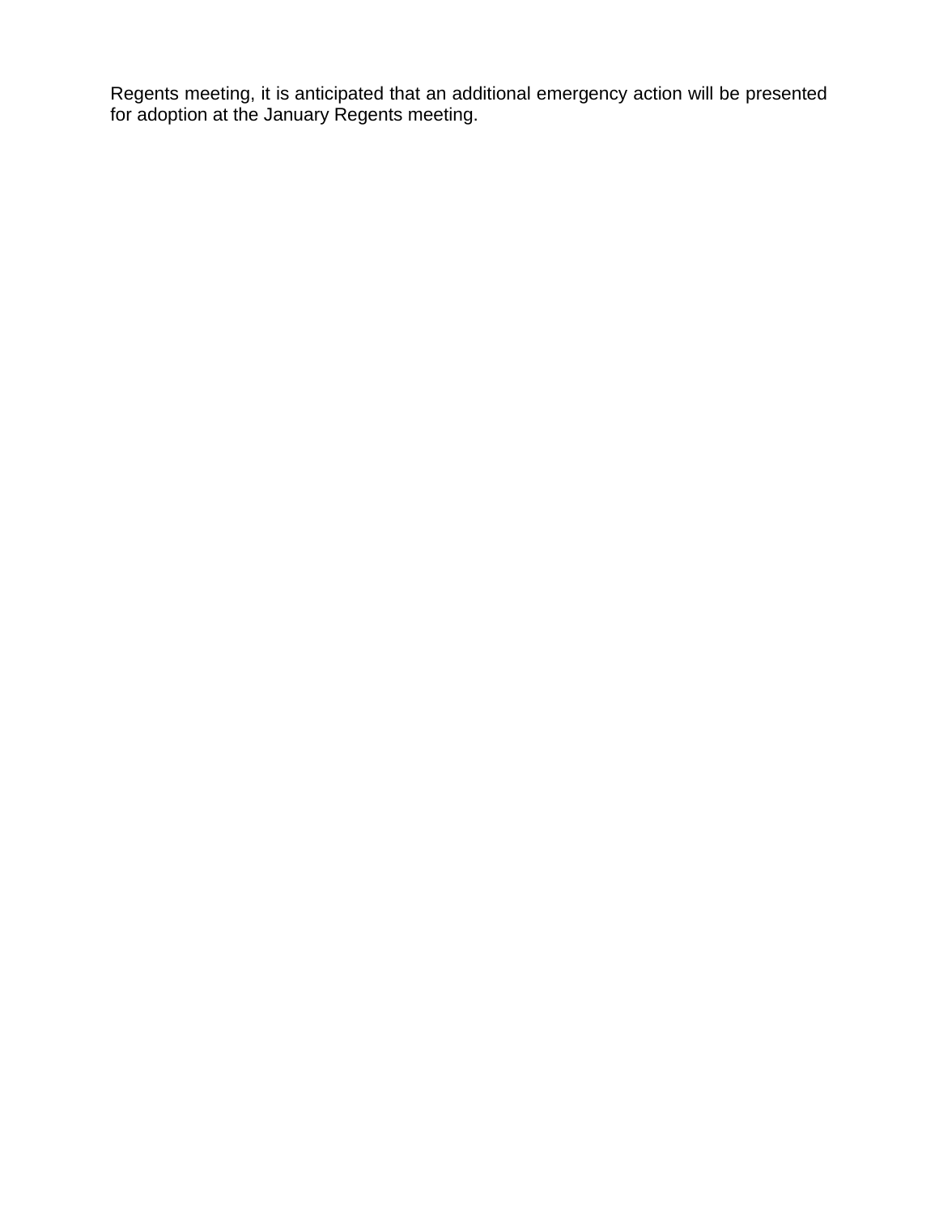Regents meeting, it is anticipated that an additional emergency action will be presented for adoption at the January Regents meeting.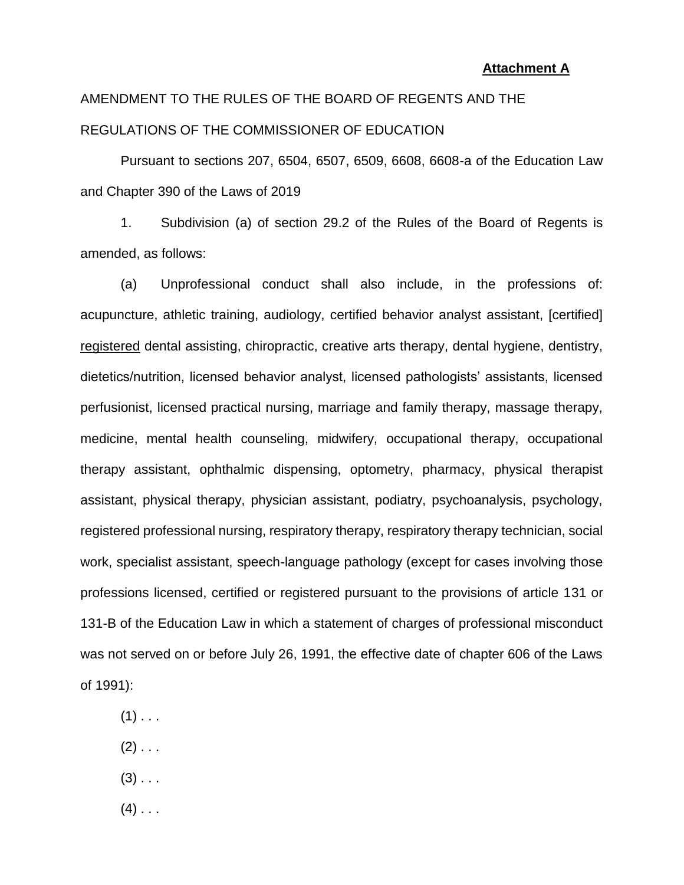**Attachment A**

AMENDMENT TO THE RULES OF THE BOARD OF REGENTS AND THE REGULATIONS OF THE COMMISSIONER OF EDUCATION

Pursuant to sections 207, 6504, 6507, 6509, 6608, 6608-a of the Education Law and Chapter 390 of the Laws of 2019

1. Subdivision (a) of section 29.2 of the Rules of the Board of Regents is amended, as follows:

(a) Unprofessional conduct shall also include, in the professions of: acupuncture, athletic training, audiology, certified behavior analyst assistant, [certified] <u>registered</u> dental assisting, chiropractic, creative arts therapy, dental hygiene, dentistry, dietetics/nutrition, licensed behavior analyst, licensed pathologists' assistants, licensed perfusionist, licensed practical nursing, marriage and family therapy, massage therapy, medicine, mental health counseling, midwifery, occupational therapy, occupational therapy assistant, ophthalmic dispensing, optometry, pharmacy, physical therapist assistant, physical therapy, physician assistant, podiatry, psychoanalysis, psychology, registered professional nursing, respiratory therapy, respiratory therapy technician, social work, specialist assistant, speech-language pathology (except for cases involving those professions licensed, certified or registered pursuant to the provisions of article 131 or 131-B of the Education Law in which a statement of charges of professional misconduct was not served on or before July 26, 1991, the effective date of chapter 606 of the Laws of 1991):

(1) . . .

(2) . . .

(3) . . .

(4) . . .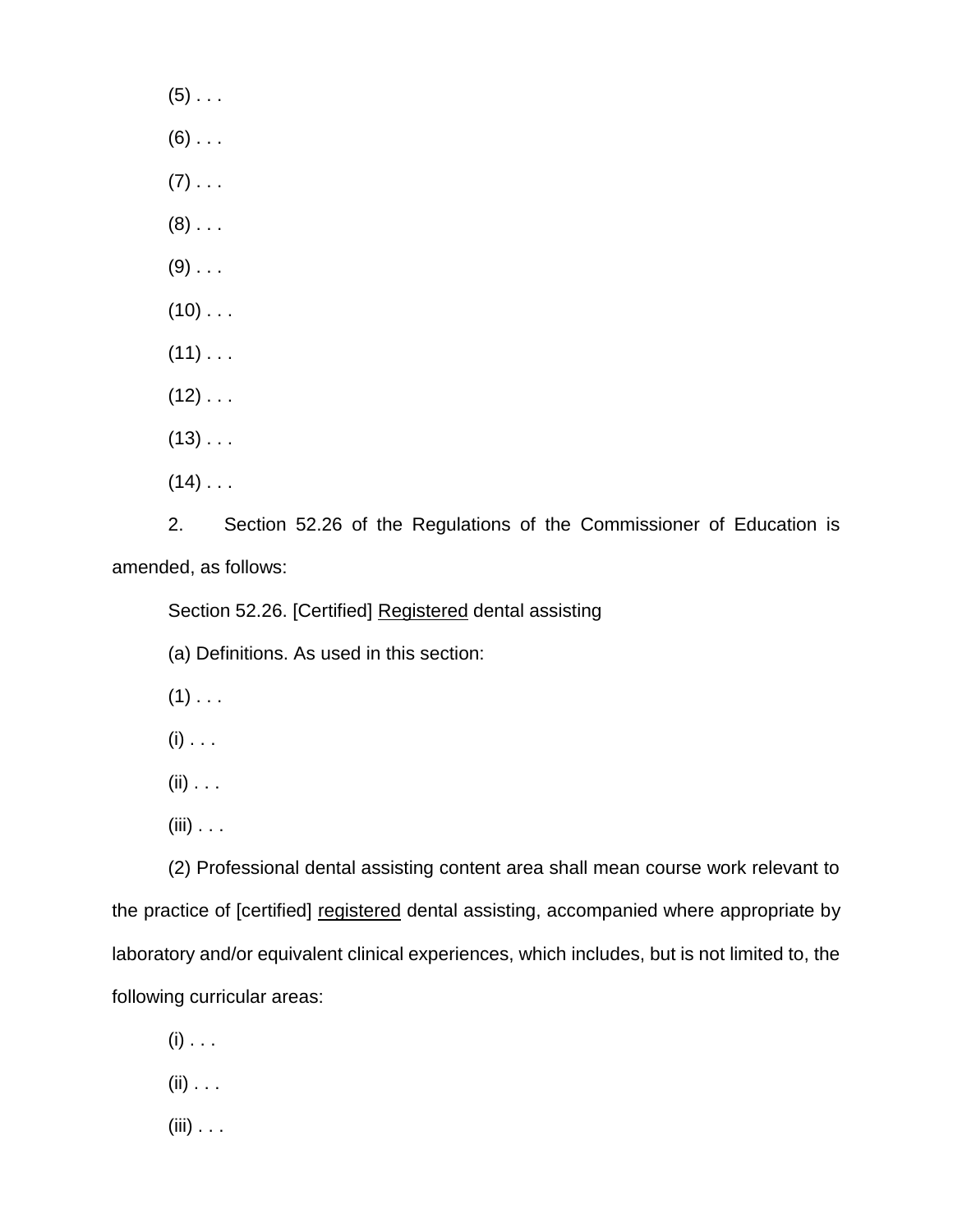(5) . . .

(6) . . .

(7) . . .

(8) . . .

(9) . . .

(10) . . .

(11) . . .

(12) . . .

(13) . . .

(14) . . .

2. Section 52.26 of the Regulations of the Commissioner of Education is amended, as follows:

Section 52.26. [Certified] <u>Registered</u> dental assisting

(a) Definitions. As used in this section:

(1) . . .

(i) . . .

(ii) . . .

(iii) . . .

(2) Professional dental assisting content area shall mean course work relevant to the practice of [certified] <u>registered</u> dental assisting, accompanied where appropriate by laboratory and/or equivalent clinical experiences, which includes, but is not limited to, the following curricular areas:

(i) . . .

(ii) . . .

(iii) . . .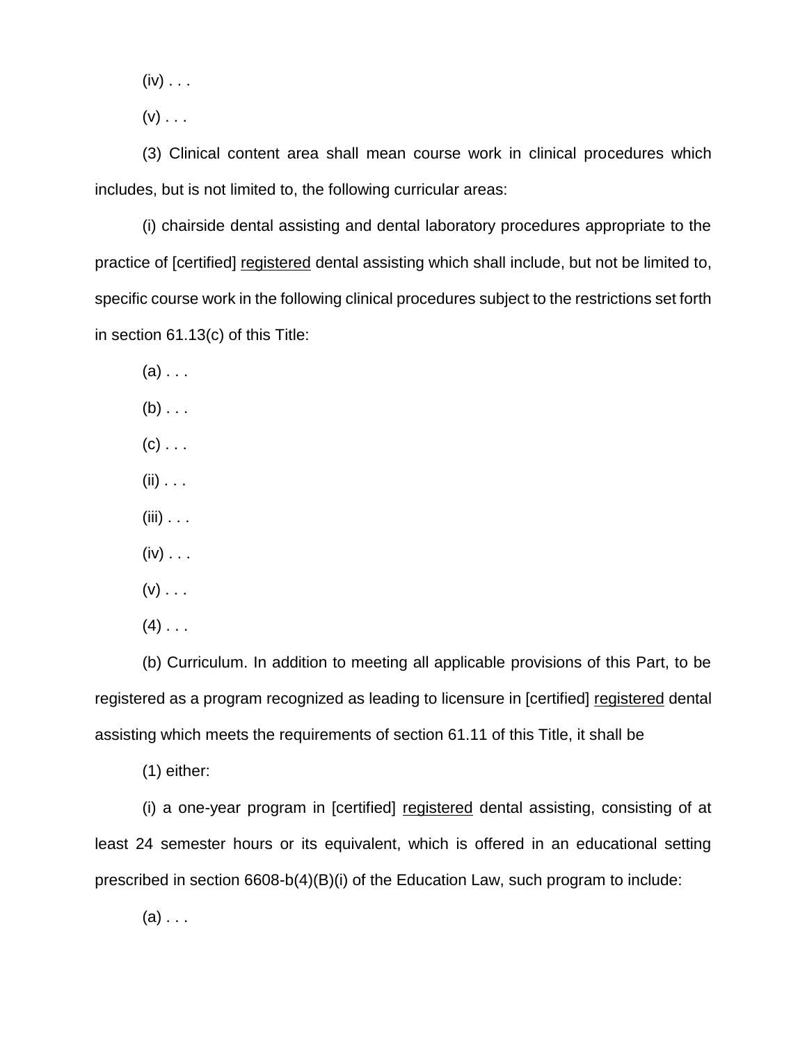(iv) . . .

(v) . . .

(3) Clinical content area shall mean course work in clinical procedures which includes, but is not limited to, the following curricular areas:

(i) chairside dental assisting and dental laboratory procedures appropriate to the practice of [certified] <u>registered</u> dental assisting which shall include, but not be limited to, specific course work in the following clinical procedures subject to the restrictions set forth in section 61.13(c) of this Title:

(a) . . .

(b) . . .

(c) . . .

(ii) . . .

(iii) . . .

(iv) . . .

(v) . . .

(4) . . .

(b) Curriculum. In addition to meeting all applicable provisions of this Part, to be registered as a program recognized as leading to licensure in [certified] <u>registered</u> dental assisting which meets the requirements of section 61.11 of this Title, it shall be

(1) either:

(i) a one-year program in [certified] <u>registered</u> dental assisting, consisting of at least 24 semester hours or its equivalent, which is offered in an educational setting prescribed in section 6608-b(4)(B)(i) of the Education Law, such program to include:

(a) . . .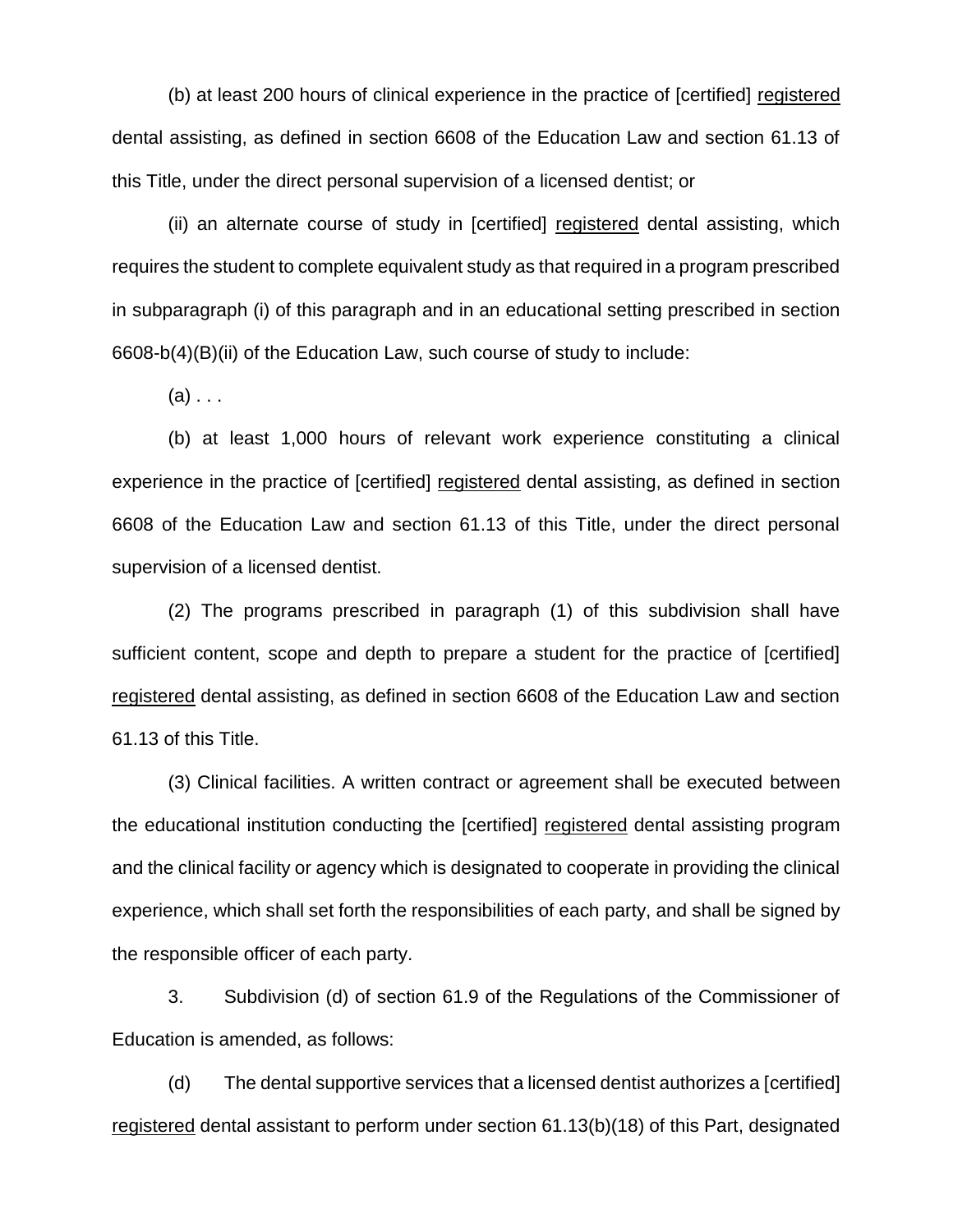(b) at least 200 hours of clinical experience in the practice of [certified] <u>registered</u> dental assisting, as defined in section 6608 of the Education Law and section 61.13 of this Title, under the direct personal supervision of a licensed dentist; or

(ii) an alternate course of study in [certified] <u>registered</u> dental assisting, which requires the student to complete equivalent study as that required in a program prescribed in subparagraph (i) of this paragraph and in an educational setting prescribed in section 6608-b(4)(B)(ii) of the Education Law, such course of study to include:

(a) . . .

(b) at least 1,000 hours of relevant work experience constituting a clinical experience in the practice of [certified] <u>registered</u> dental assisting, as defined in section 6608 of the Education Law and section 61.13 of this Title, under the direct personal supervision of a licensed dentist.

(2) The programs prescribed in paragraph (1) of this subdivision shall have sufficient content, scope and depth to prepare a student for the practice of [certified] <u>registered</u> dental assisting, as defined in section 6608 of the Education Law and section 61.13 of this Title.

(3) Clinical facilities. A written contract or agreement shall be executed between the educational institution conducting the [certified] <u>registered</u> dental assisting program and the clinical facility or agency which is designated to cooperate in providing the clinical experience, which shall set forth the responsibilities of each party, and shall be signed by the responsible officer of each party.

3. Subdivision (d) of section 61.9 of the Regulations of the Commissioner of Education is amended, as follows:

(d) The dental supportive services that a licensed dentist authorizes a [certified] <u>registered</u> dental assistant to perform under section 61.13(b)(18) of this Part, designated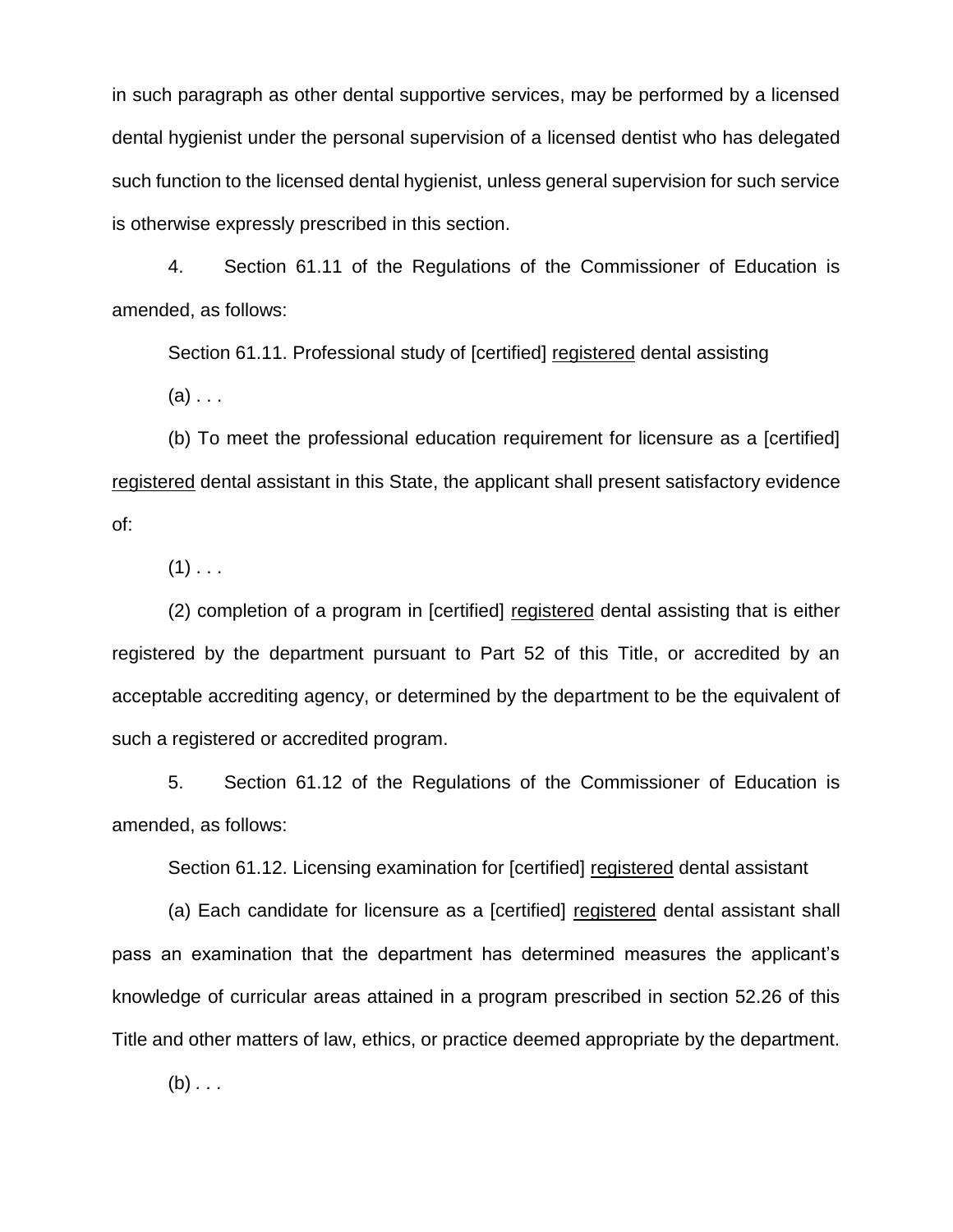in such paragraph as other dental supportive services, may be performed by a licensed dental hygienist under the personal supervision of a licensed dentist who has delegated such function to the licensed dental hygienist, unless general supervision for such service is otherwise expressly prescribed in this section.

4. Section 61.11 of the Regulations of the Commissioner of Education is amended, as follows:

Section 61.11. Professional study of [certified] <u>registered</u> dental assisting

(a) . . .

(b) To meet the professional education requirement for licensure as a [certified] <u>registered</u> dental assistant in this State, the applicant shall present satisfactory evidence of:

(1) . . .

(2) completion of a program in [certified] <u>registered</u> dental assisting that is either registered by the department pursuant to Part 52 of this Title, or accredited by an acceptable accrediting agency, or determined by the department to be the equivalent of such a registered or accredited program.

5. Section 61.12 of the Regulations of the Commissioner of Education is amended, as follows:

Section 61.12. Licensing examination for [certified] <u>registered</u> dental assistant

(a) Each candidate for licensure as a [certified] <u>registered</u> dental assistant shall pass an examination that the department has determined measures the applicant's knowledge of curricular areas attained in a program prescribed in section 52.26 of this Title and other matters of law, ethics, or practice deemed appropriate by the department.

(b) . . .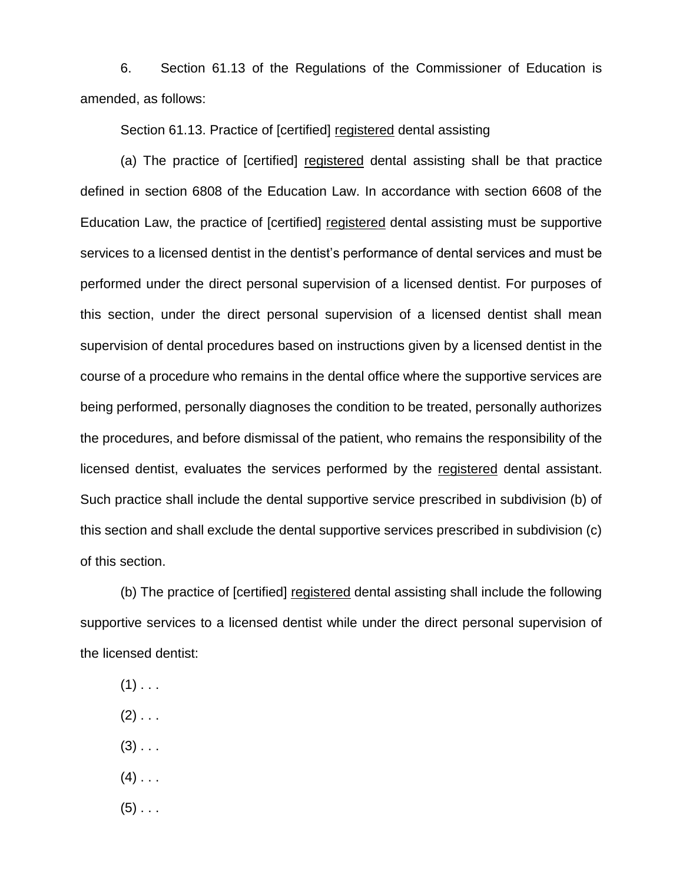6. Section 61.13 of the Regulations of the Commissioner of Education is amended, as follows:

Section 61.13. Practice of [certified] <u>registered</u> dental assisting

(a) The practice of [certified] <u>registered</u> dental assisting shall be that practice defined in section 6808 of the Education Law. In accordance with section 6608 of the Education Law, the practice of [certified] <u>registered</u> dental assisting must be supportive services to a licensed dentist in the dentist's performance of dental services and must be performed under the direct personal supervision of a licensed dentist. For purposes of this section, under the direct personal supervision of a licensed dentist shall mean supervision of dental procedures based on instructions given by a licensed dentist in the course of a procedure who remains in the dental office where the supportive services are being performed, personally diagnoses the condition to be treated, personally authorizes the procedures, and before dismissal of the patient, who remains the responsibility of the licensed dentist, evaluates the services performed by the <u>registered</u> dental assistant. Such practice shall include the dental supportive service prescribed in subdivision (b) of this section and shall exclude the dental supportive services prescribed in subdivision (c) of this section.

(b) The practice of [certified] <u>registered</u> dental assisting shall include the following supportive services to a licensed dentist while under the direct personal supervision of the licensed dentist:

(1) . . .

(2) . . .

(3) . . .

(4) . . .

(5) . . .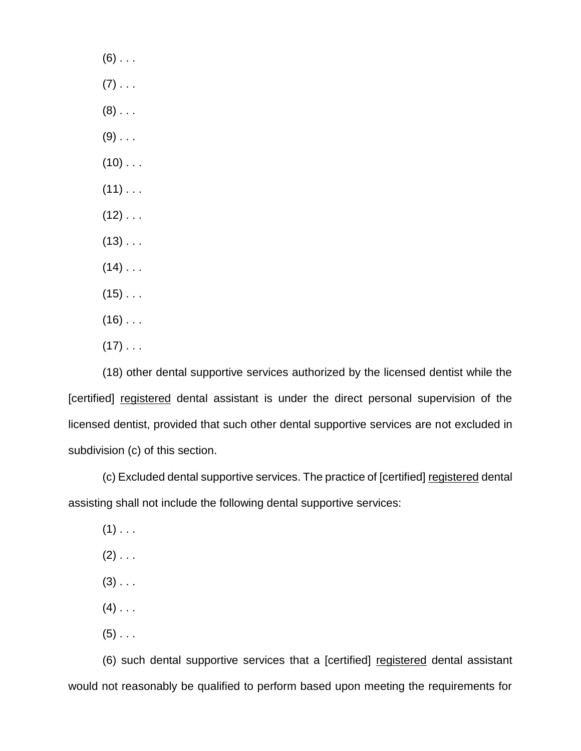(6) . . .

(7) . . .

(8) . . .

(9) . . .

(10) . . .

(11) . . .

(12) . . .

(13) . . .

(14) . . .

(15) . . .

(16) . . .

(17) . . .

(18) other dental supportive services authorized by the licensed dentist while the [certified] <u>registered</u> dental assistant is under the direct personal supervision of the licensed dentist, provided that such other dental supportive services are not excluded in subdivision (c) of this section.

(c) Excluded dental supportive services. The practice of [certified] <u>registered</u> dental assisting shall not include the following dental supportive services:

(1) . . .

(2) . . .

(3) . . .

(4) . . .

(5) . . .

(6) such dental supportive services that a [certified] <u>registered</u> dental assistant would not reasonably be qualified to perform based upon meeting the requirements for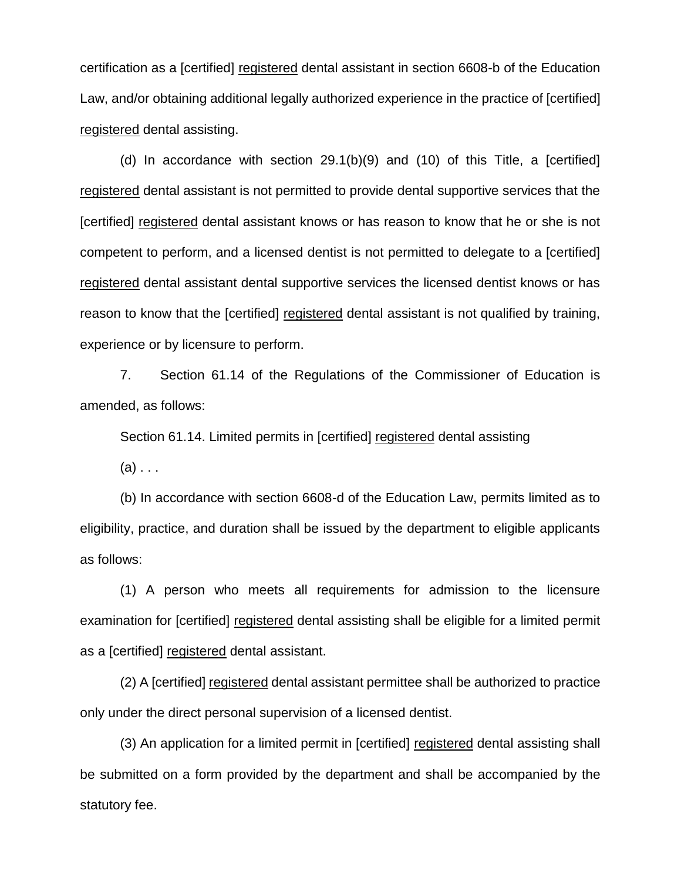certification as a [certified] <u>registered</u> dental assistant in section 6608-b of the Education Law, and/or obtaining additional legally authorized experience in the practice of [certified] <u>registered</u> dental assisting.

(d) In accordance with section 29.1(b)(9) and (10) of this Title, a [certified] <u>registered</u> dental assistant is not permitted to provide dental supportive services that the [certified] <u>registered</u> dental assistant knows or has reason to know that he or she is not competent to perform, and a licensed dentist is not permitted to delegate to a [certified] <u>registered</u> dental assistant dental supportive services the licensed dentist knows or has reason to know that the [certified] <u>registered</u> dental assistant is not qualified by training, experience or by licensure to perform.

7. Section 61.14 of the Regulations of the Commissioner of Education is amended, as follows:

Section 61.14. Limited permits in [certified] <u>registered</u> dental assisting

(a) . . .

(b) In accordance with section 6608-d of the Education Law, permits limited as to eligibility, practice, and duration shall be issued by the department to eligible applicants as follows:

(1) A person who meets all requirements for admission to the licensure examination for [certified] <u>registered</u> dental assisting shall be eligible for a limited permit as a [certified] <u>registered</u> dental assistant.

(2) A [certified] <u>registered</u> dental assistant permittee shall be authorized to practice only under the direct personal supervision of a licensed dentist.

(3) An application for a limited permit in [certified] <u>registered</u> dental assisting shall be submitted on a form provided by the department and shall be accompanied by the statutory fee.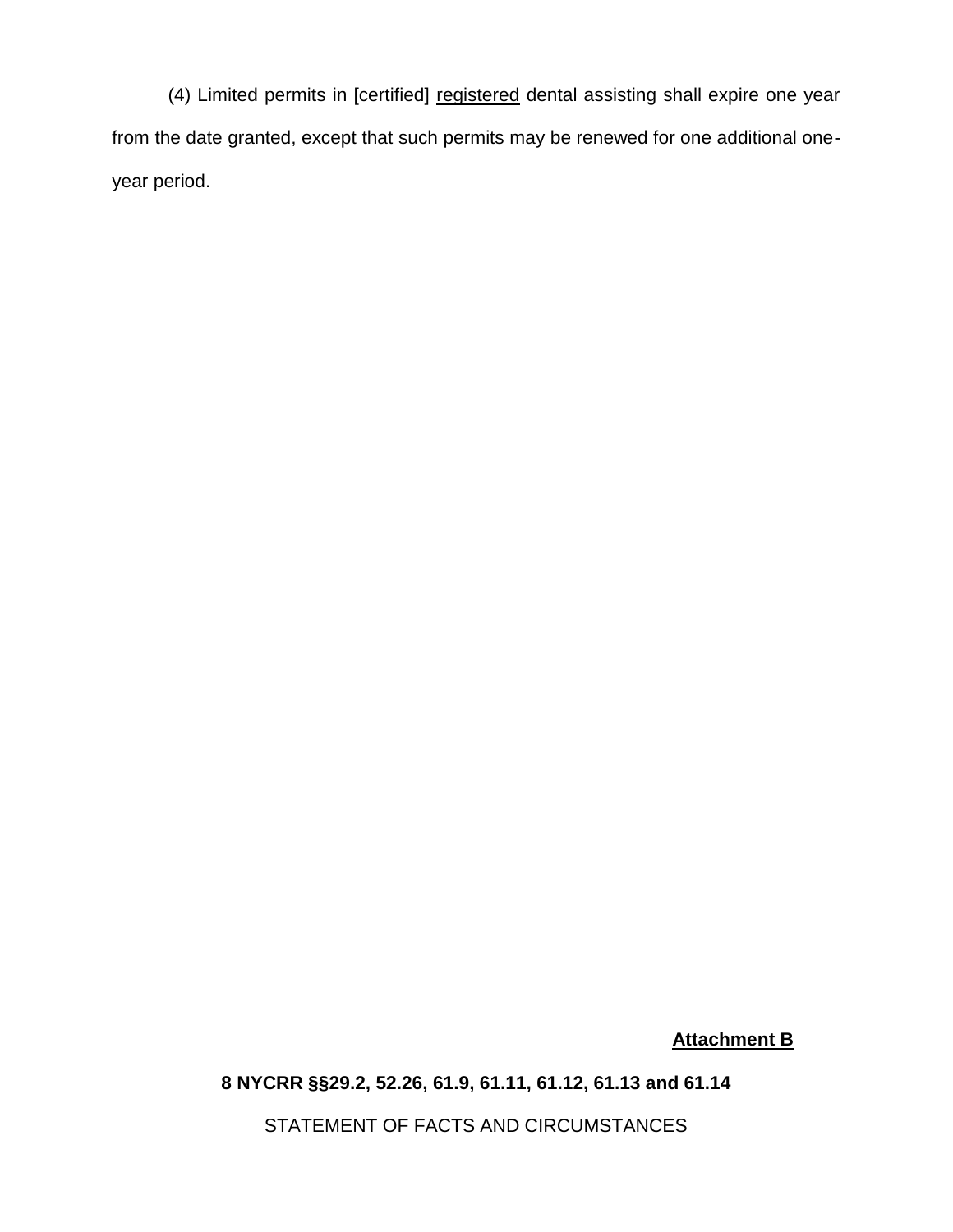(4) Limited permits in [certified] <u>registered</u> dental assisting shall expire one year from the date granted, except that such permits may be renewed for one additional one-year period.

**<u>Attachment B</u>**

**8 NYCRR §§29.2, 52.26, 61.9, 61.11, 61.12, 61.13 and 61.14**

STATEMENT OF FACTS AND CIRCUMSTANCES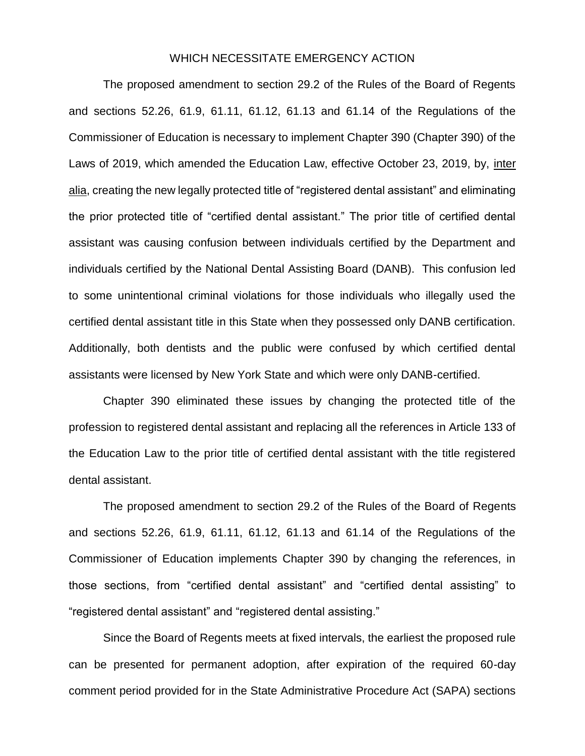WHICH NECESSITATE EMERGENCY ACTION

The proposed amendment to section 29.2 of the Rules of the Board of Regents and sections 52.26, 61.9, 61.11, 61.12, 61.13 and 61.14 of the Regulations of the Commissioner of Education is necessary to implement Chapter 390 (Chapter 390) of the Laws of 2019, which amended the Education Law, effective October 23, 2019, by, inter alia, creating the new legally protected title of "registered dental assistant" and eliminating the prior protected title of "certified dental assistant." The prior title of certified dental assistant was causing confusion between individuals certified by the Department and individuals certified by the National Dental Assisting Board (DANB). This confusion led to some unintentional criminal violations for those individuals who illegally used the certified dental assistant title in this State when they possessed only DANB certification. Additionally, both dentists and the public were confused by which certified dental assistants were licensed by New York State and which were only DANB-certified.

Chapter 390 eliminated these issues by changing the protected title of the profession to registered dental assistant and replacing all the references in Article 133 of the Education Law to the prior title of certified dental assistant with the title registered dental assistant.

The proposed amendment to section 29.2 of the Rules of the Board of Regents and sections 52.26, 61.9, 61.11, 61.12, 61.13 and 61.14 of the Regulations of the Commissioner of Education implements Chapter 390 by changing the references, in those sections, from "certified dental assistant" and "certified dental assisting" to "registered dental assistant" and "registered dental assisting."

Since the Board of Regents meets at fixed intervals, the earliest the proposed rule can be presented for permanent adoption, after expiration of the required 60-day comment period provided for in the State Administrative Procedure Act (SAPA) sections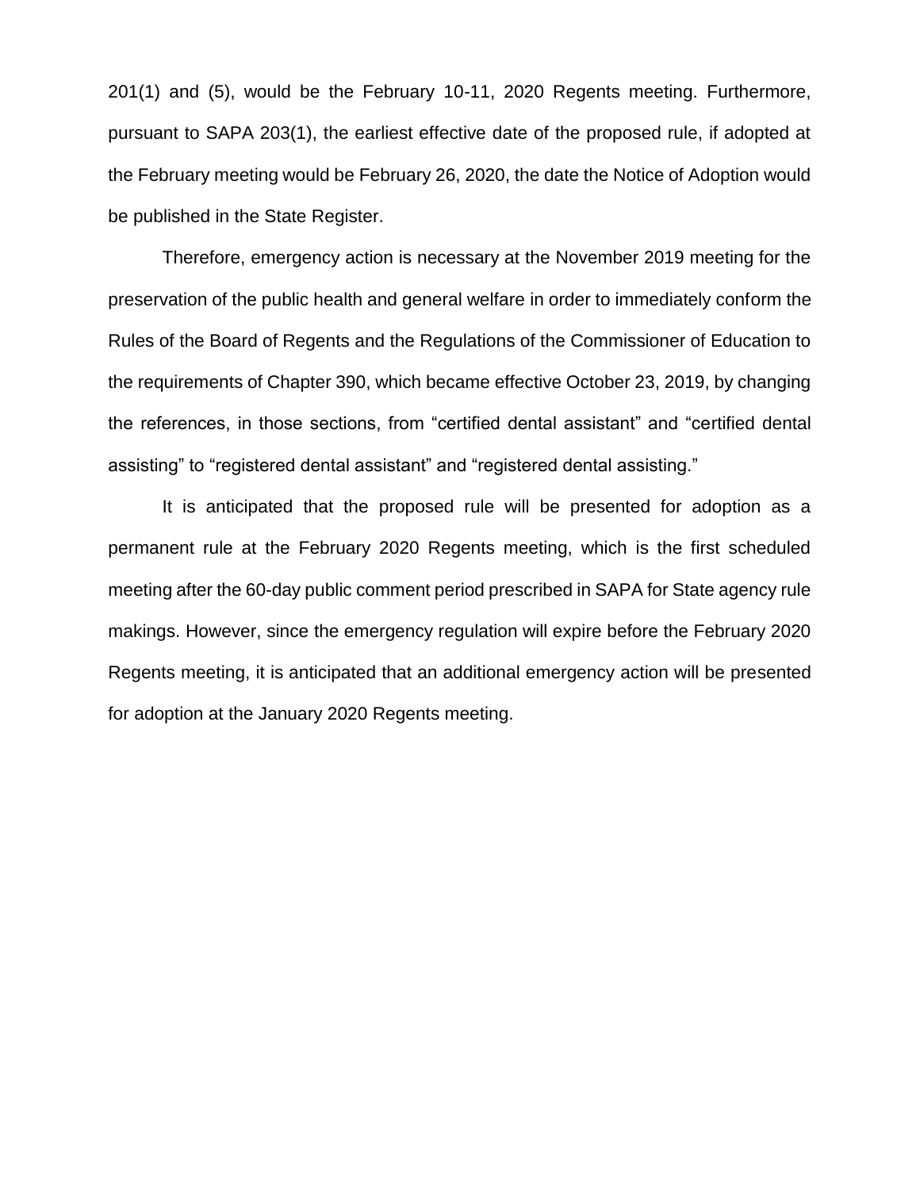201(1) and (5), would be the February 10-11, 2020 Regents meeting. Furthermore, pursuant to SAPA 203(1), the earliest effective date of the proposed rule, if adopted at the February meeting would be February 26, 2020, the date the Notice of Adoption would be published in the State Register.

Therefore, emergency action is necessary at the November 2019 meeting for the preservation of the public health and general welfare in order to immediately conform the Rules of the Board of Regents and the Regulations of the Commissioner of Education to the requirements of Chapter 390, which became effective October 23, 2019, by changing the references, in those sections, from "certified dental assistant" and "certified dental assisting" to "registered dental assistant" and "registered dental assisting."

It is anticipated that the proposed rule will be presented for adoption as a permanent rule at the February 2020 Regents meeting, which is the first scheduled meeting after the 60-day public comment period prescribed in SAPA for State agency rule makings. However, since the emergency regulation will expire before the February 2020 Regents meeting, it is anticipated that an additional emergency action will be presented for adoption at the January 2020 Regents meeting.